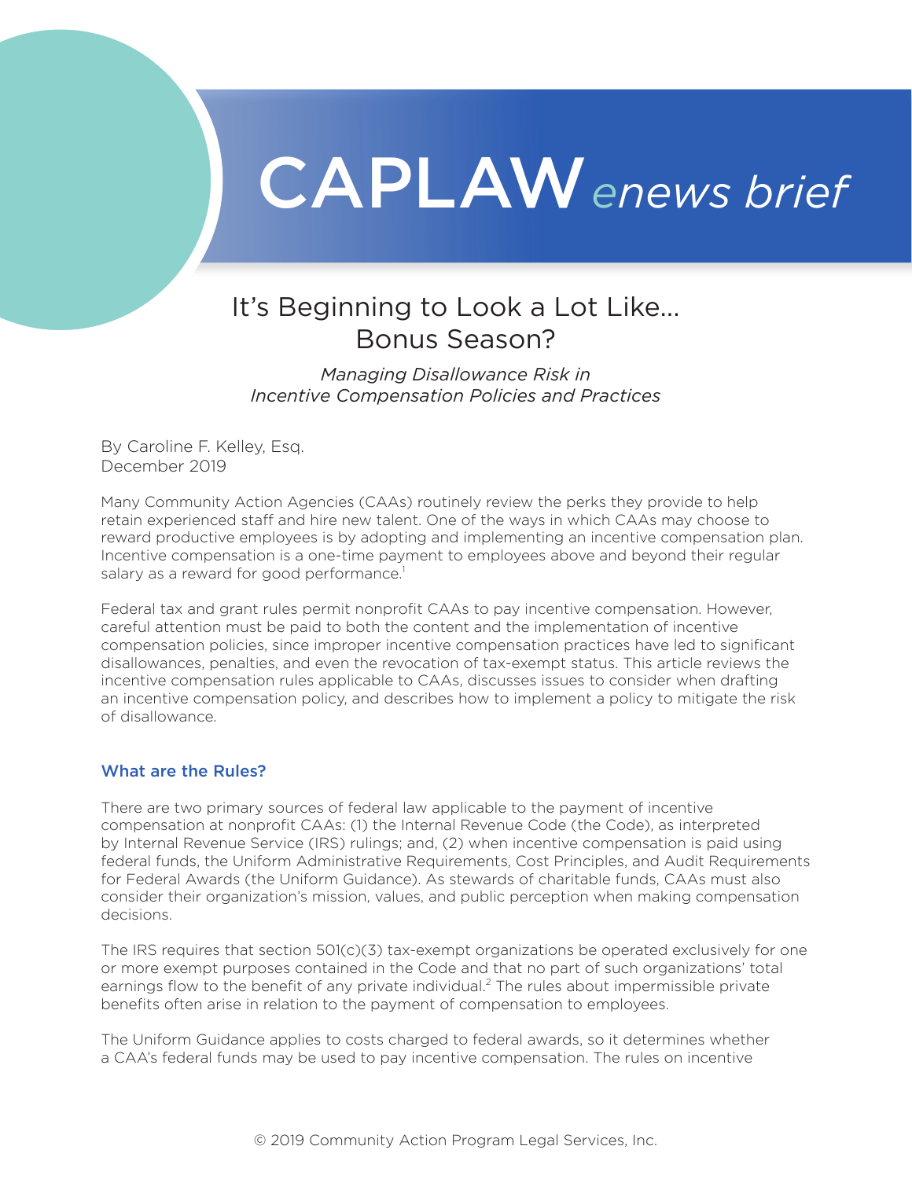# CAPLAW *enews brief*

## It's Beginning to Look a Lot Like… Bonus Season?

*Managing Disallowance Risk in Incentive Compensation Policies and Practices*

By Caroline F. Kelley, Esq.
December 2019

Many Community Action Agencies (CAAs) routinely review the perks they provide to help retain experienced staff and hire new talent. One of the ways in which CAAs may choose to reward productive employees is by adopting and implementing an incentive compensation plan. Incentive compensation is a one-time payment to employees above and beyond their regular salary as a reward for good performance.[1]

Federal tax and grant rules permit nonprofit CAAs to pay incentive compensation. However, careful attention must be paid to both the content and the implementation of incentive compensation policies, since improper incentive compensation practices have led to significant disallowances, penalties, and even the revocation of tax-exempt status. This article reviews the incentive compensation rules applicable to CAAs, discusses issues to consider when drafting an incentive compensation policy, and describes how to implement a policy to mitigate the risk of disallowance.

### What are the Rules?

There are two primary sources of federal law applicable to the payment of incentive compensation at nonprofit CAAs: (1) the Internal Revenue Code (the Code), as interpreted by Internal Revenue Service (IRS) rulings; and, (2) when incentive compensation is paid using federal funds, the Uniform Administrative Requirements, Cost Principles, and Audit Requirements for Federal Awards (the Uniform Guidance). As stewards of charitable funds, CAAs must also consider their organization's mission, values, and public perception when making compensation decisions.

The IRS requires that section 501(c)(3) tax-exempt organizations be operated exclusively for one or more exempt purposes contained in the Code and that no part of such organizations' total earnings flow to the benefit of any private individual.[2] The rules about impermissible private benefits often arise in relation to the payment of compensation to employees.

The Uniform Guidance applies to costs charged to federal awards, so it determines whether a CAA's federal funds may be used to pay incentive compensation. The rules on incentive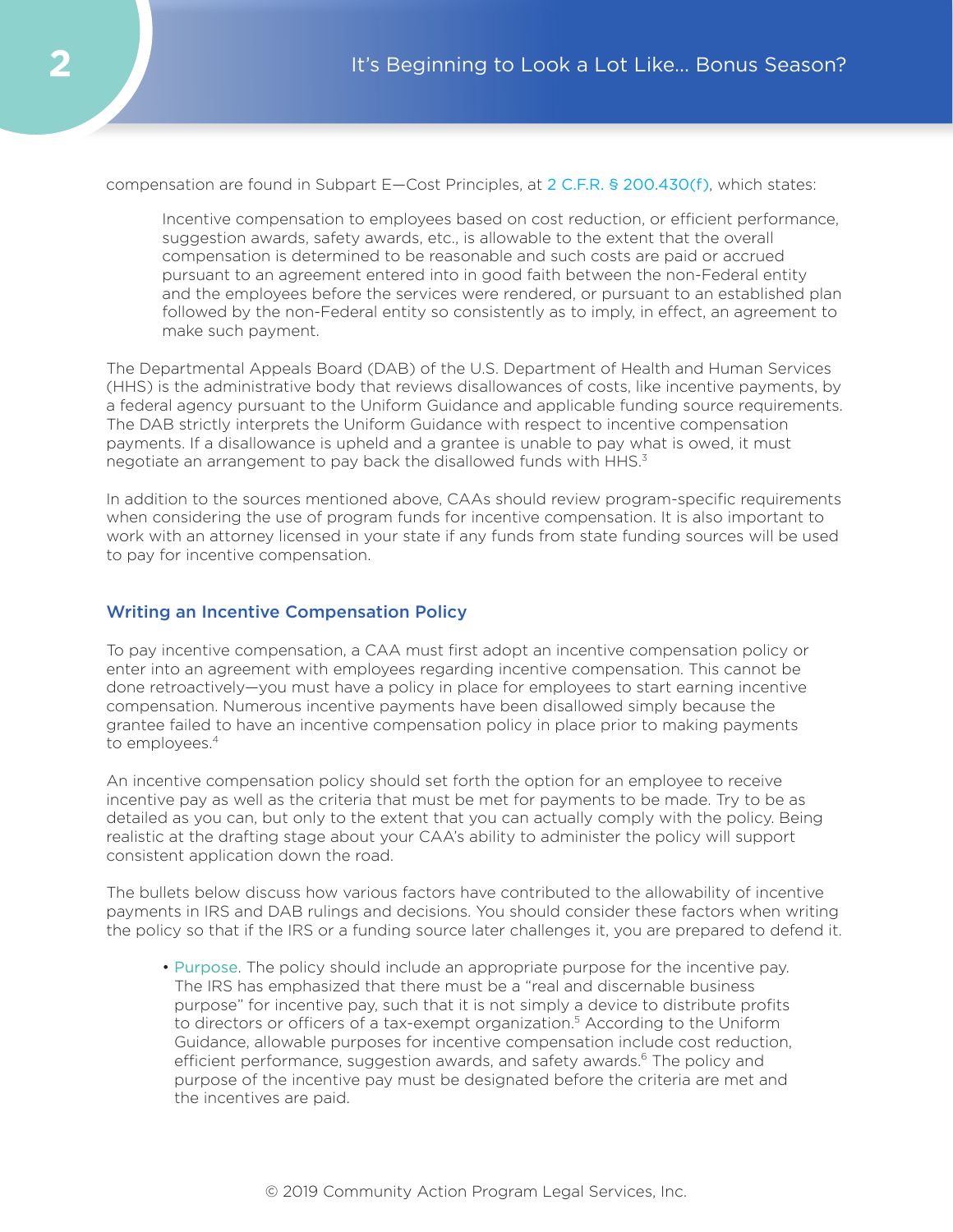compensation are found in Subpart E—Cost Principles, at 2 C.F.R. § 200.430(f), which states:

> Incentive compensation to employees based on cost reduction, or efficient performance, suggestion awards, safety awards, etc., is allowable to the extent that the overall compensation is determined to be reasonable and such costs are paid or accrued pursuant to an agreement entered into in good faith between the non-Federal entity and the employees before the services were rendered, or pursuant to an established plan followed by the non-Federal entity so consistently as to imply, in effect, an agreement to make such payment.

The Departmental Appeals Board (DAB) of the U.S. Department of Health and Human Services (HHS) is the administrative body that reviews disallowances of costs, like incentive payments, by a federal agency pursuant to the Uniform Guidance and applicable funding source requirements. The DAB strictly interprets the Uniform Guidance with respect to incentive compensation payments. If a disallowance is upheld and a grantee is unable to pay what is owed, it must negotiate an arrangement to pay back the disallowed funds with HHS.[3]

In addition to the sources mentioned above, CAAs should review program-specific requirements when considering the use of program funds for incentive compensation. It is also important to work with an attorney licensed in your state if any funds from state funding sources will be used to pay for incentive compensation.

## Writing an Incentive Compensation Policy

To pay incentive compensation, a CAA must first adopt an incentive compensation policy or enter into an agreement with employees regarding incentive compensation. This cannot be done retroactively—you must have a policy in place for employees to start earning incentive compensation. Numerous incentive payments have been disallowed simply because the grantee failed to have an incentive compensation policy in place prior to making payments to employees.[4]

An incentive compensation policy should set forth the option for an employee to receive incentive pay as well as the criteria that must be met for payments to be made. Try to be as detailed as you can, but only to the extent that you can actually comply with the policy. Being realistic at the drafting stage about your CAA's ability to administer the policy will support consistent application down the road.

The bullets below discuss how various factors have contributed to the allowability of incentive payments in IRS and DAB rulings and decisions. You should consider these factors when writing the policy so that if the IRS or a funding source later challenges it, you are prepared to defend it.

- Purpose. The policy should include an appropriate purpose for the incentive pay. The IRS has emphasized that there must be a "real and discernable business purpose" for incentive pay, such that it is not simply a device to distribute profits to directors or officers of a tax-exempt organization.[5] According to the Uniform Guidance, allowable purposes for incentive compensation include cost reduction, efficient performance, suggestion awards, and safety awards.[6] The policy and purpose of the incentive pay must be designated before the criteria are met and the incentives are paid.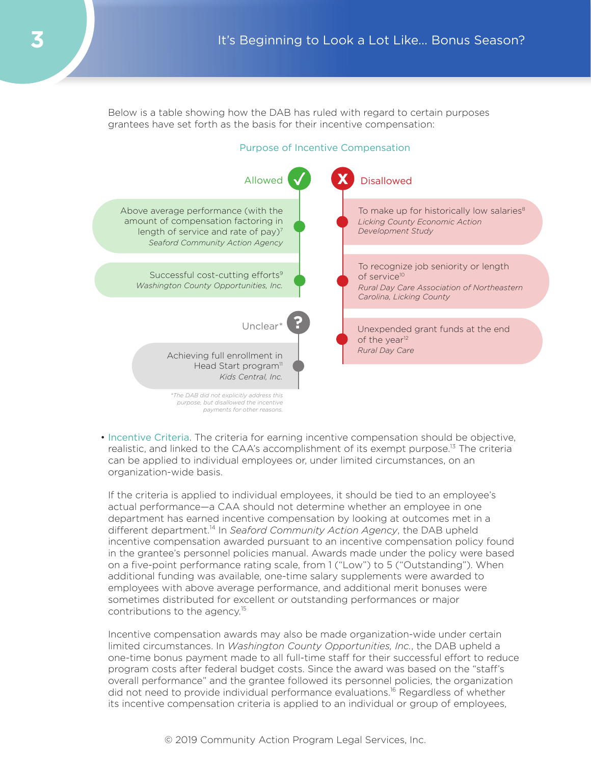Below is a table showing how the DAB has ruled with regard to certain purposes grantees have set forth as the basis for their incentive compensation:

### Purpose of Incentive Compensation

**Allowed**

- Above average performance (with the amount of compensation factoring in length of service and rate of pay)[7] *Seaford Community Action Agency*
- Successful cost-cutting efforts[9] *Washington County Opportunities, Inc.*

**Unclear***

- Achieving full enrollment in Head Start program[11] *Kids Central, Inc.*

*The DAB did not explicitly address this purpose, but disallowed the incentive payments for other reasons.

**Disallowed**

- To make up for historically low salaries[8] *Licking County Economic Action Development Study*
- To recognize job seniority or length of service[10] *Rural Day Care Association of Northeastern Carolina, Licking County*
- Unexpended grant funds at the end of the year[12] *Rural Day Care*

- Incentive Criteria. The criteria for earning incentive compensation should be objective, realistic, and linked to the CAA's accomplishment of its exempt purpose.[13] The criteria can be applied to individual employees or, under limited circumstances, on an organization-wide basis.

  If the criteria is applied to individual employees, it should be tied to an employee's actual performance—a CAA should not determine whether an employee in one department has earned incentive compensation by looking at outcomes met in a different department.[14] In *Seaford Community Action Agency*, the DAB upheld incentive compensation awarded pursuant to an incentive compensation policy found in the grantee's personnel policies manual. Awards made under the policy were based on a five-point performance rating scale, from 1 ("Low") to 5 ("Outstanding"). When additional funding was available, one-time salary supplements were awarded to employees with above average performance, and additional merit bonuses were sometimes distributed for excellent or outstanding performances or major contributions to the agency.[15]

  Incentive compensation awards may also be made organization-wide under certain limited circumstances. In *Washington County Opportunities, Inc.*, the DAB upheld a one-time bonus payment made to all full-time staff for their successful effort to reduce program costs after federal budget costs. Since the award was based on the "staff's overall performance" and the grantee followed its personnel policies, the organization did not need to provide individual performance evaluations.[16] Regardless of whether its incentive compensation criteria is applied to an individual or group of employees,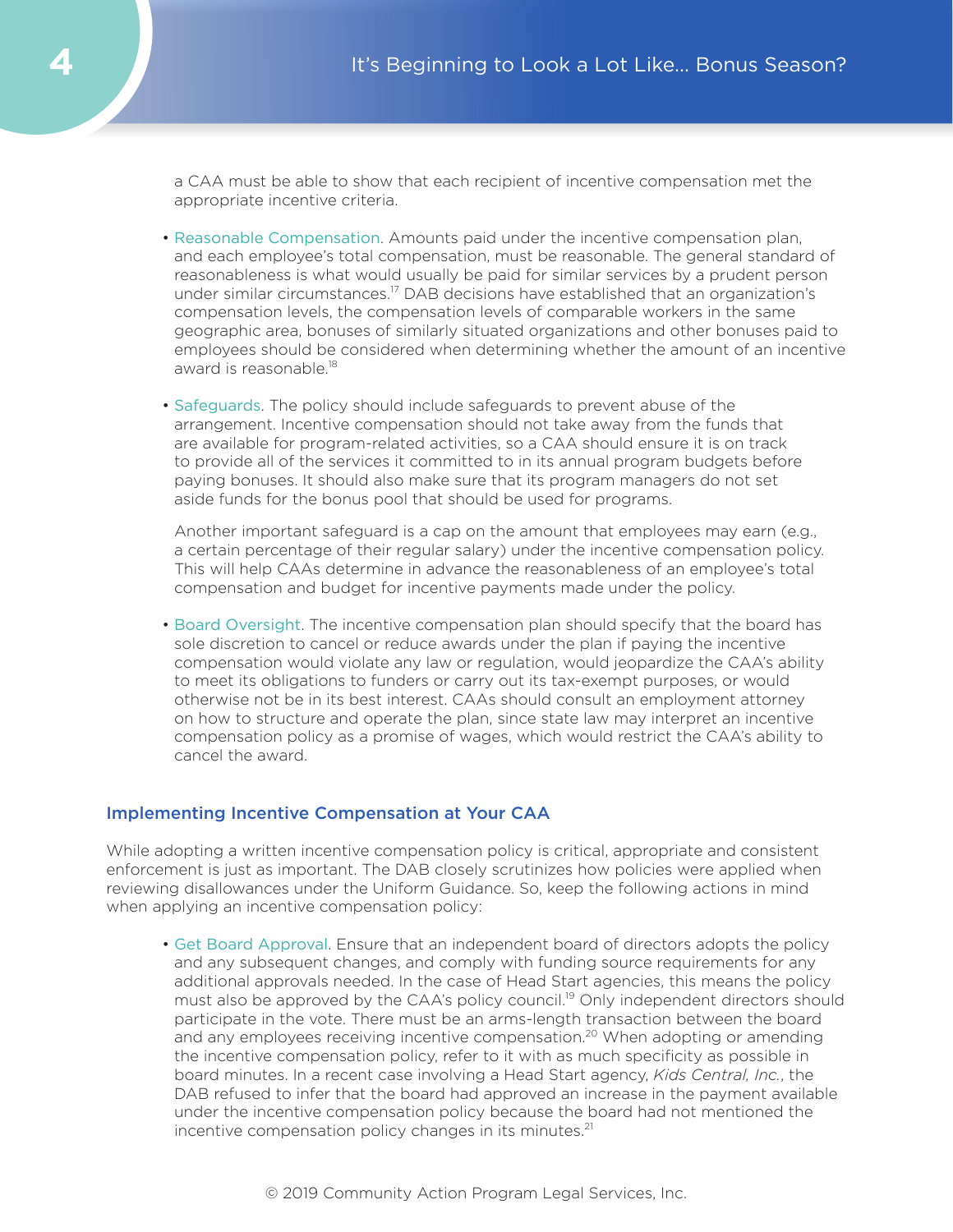a CAA must be able to show that each recipient of incentive compensation met the appropriate incentive criteria.

- Reasonable Compensation. Amounts paid under the incentive compensation plan, and each employee's total compensation, must be reasonable. The general standard of reasonableness is what would usually be paid for similar services by a prudent person under similar circumstances.[17] DAB decisions have established that an organization's compensation levels, the compensation levels of comparable workers in the same geographic area, bonuses of similarly situated organizations and other bonuses paid to employees should be considered when determining whether the amount of an incentive award is reasonable.[18]

- Safeguards. The policy should include safeguards to prevent abuse of the arrangement. Incentive compensation should not take away from the funds that are available for program-related activities, so a CAA should ensure it is on track to provide all of the services it committed to in its annual program budgets before paying bonuses. It should also make sure that its program managers do not set aside funds for the bonus pool that should be used for programs.

  Another important safeguard is a cap on the amount that employees may earn (e.g., a certain percentage of their regular salary) under the incentive compensation policy. This will help CAAs determine in advance the reasonableness of an employee's total compensation and budget for incentive payments made under the policy.

- Board Oversight. The incentive compensation plan should specify that the board has sole discretion to cancel or reduce awards under the plan if paying the incentive compensation would violate any law or regulation, would jeopardize the CAA's ability to meet its obligations to funders or carry out its tax-exempt purposes, or would otherwise not be in its best interest. CAAs should consult an employment attorney on how to structure and operate the plan, since state law may interpret an incentive compensation policy as a promise of wages, which would restrict the CAA's ability to cancel the award.

### Implementing Incentive Compensation at Your CAA

While adopting a written incentive compensation policy is critical, appropriate and consistent enforcement is just as important. The DAB closely scrutinizes how policies were applied when reviewing disallowances under the Uniform Guidance. So, keep the following actions in mind when applying an incentive compensation policy:

- Get Board Approval. Ensure that an independent board of directors adopts the policy and any subsequent changes, and comply with funding source requirements for any additional approvals needed. In the case of Head Start agencies, this means the policy must also be approved by the CAA's policy council.[19] Only independent directors should participate in the vote. There must be an arms-length transaction between the board and any employees receiving incentive compensation.[20] When adopting or amending the incentive compensation policy, refer to it with as much specificity as possible in board minutes. In a recent case involving a Head Start agency, *Kids Central, Inc.*, the DAB refused to infer that the board had approved an increase in the payment available under the incentive compensation policy because the board had not mentioned the incentive compensation policy changes in its minutes.[21]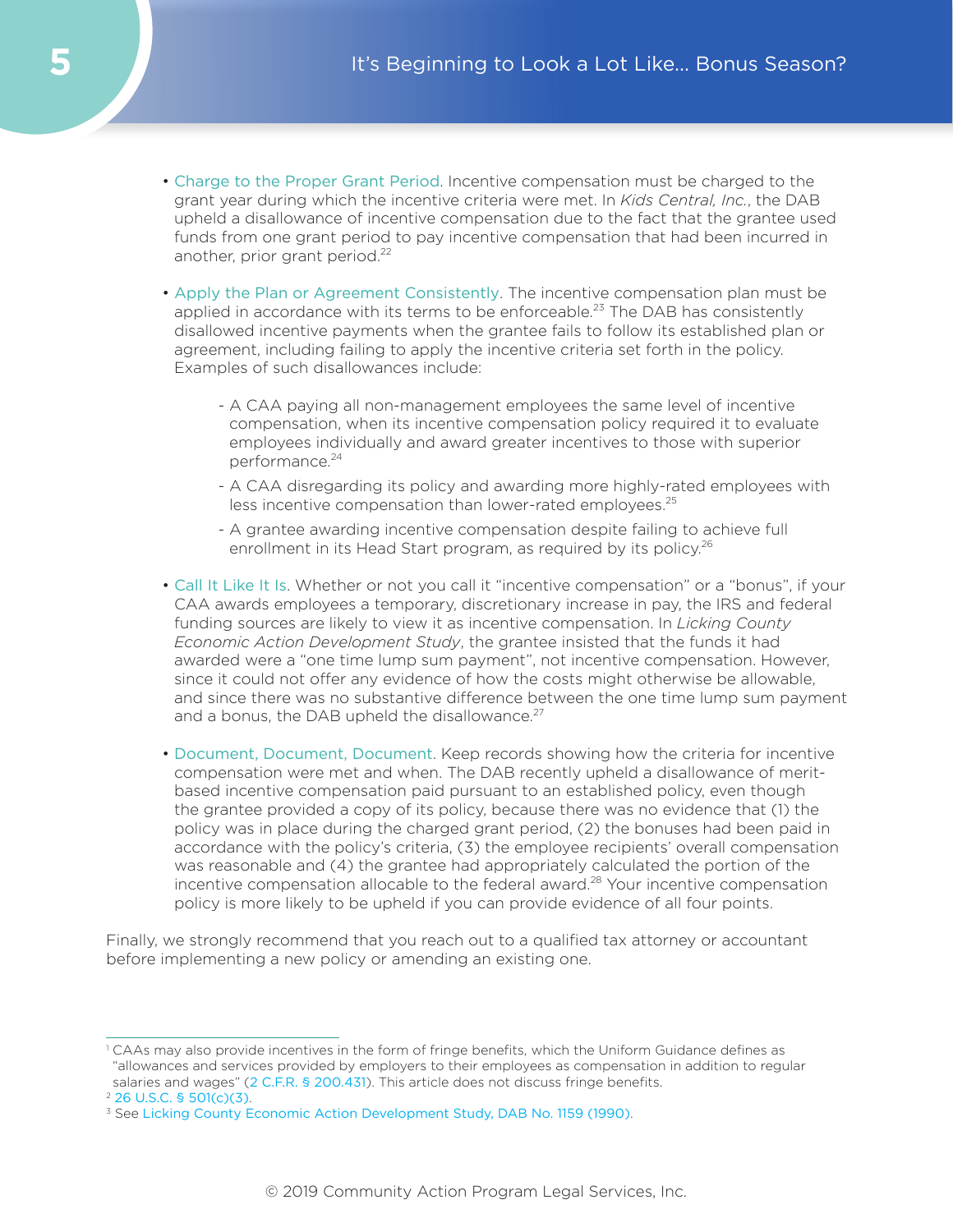- Charge to the Proper Grant Period. Incentive compensation must be charged to the grant year during which the incentive criteria were met. In *Kids Central, Inc.*, the DAB upheld a disallowance of incentive compensation due to the fact that the grantee used funds from one grant period to pay incentive compensation that had been incurred in another, prior grant period.[22]

- Apply the Plan or Agreement Consistently. The incentive compensation plan must be applied in accordance with its terms to be enforceable.[23] The DAB has consistently disallowed incentive payments when the grantee fails to follow its established plan or agreement, including failing to apply the incentive criteria set forth in the policy. Examples of such disallowances include:

    - A CAA paying all non-management employees the same level of incentive compensation, when its incentive compensation policy required it to evaluate employees individually and award greater incentives to those with superior performance.[24]
    - A CAA disregarding its policy and awarding more highly-rated employees with less incentive compensation than lower-rated employees.[25]
    - A grantee awarding incentive compensation despite failing to achieve full enrollment in its Head Start program, as required by its policy.[26]

- Call It Like It Is. Whether or not you call it "incentive compensation" or a "bonus", if your CAA awards employees a temporary, discretionary increase in pay, the IRS and federal funding sources are likely to view it as incentive compensation. In *Licking County Economic Action Development Study*, the grantee insisted that the funds it had awarded were a "one time lump sum payment", not incentive compensation. However, since it could not offer any evidence of how the costs might otherwise be allowable, and since there was no substantive difference between the one time lump sum payment and a bonus, the DAB upheld the disallowance.[27]

- Document, Document, Document. Keep records showing how the criteria for incentive compensation were met and when. The DAB recently upheld a disallowance of merit-based incentive compensation paid pursuant to an established policy, even though the grantee provided a copy of its policy, because there was no evidence that (1) the policy was in place during the charged grant period, (2) the bonuses had been paid in accordance with the policy's criteria, (3) the employee recipients' overall compensation was reasonable and (4) the grantee had appropriately calculated the portion of the incentive compensation allocable to the federal award.[28] Your incentive compensation policy is more likely to be upheld if you can provide evidence of all four points.

Finally, we strongly recommend that you reach out to a qualified tax attorney or accountant before implementing a new policy or amending an existing one.

---

[1] CAAs may also provide incentives in the form of fringe benefits, which the Uniform Guidance defines as "allowances and services provided by employers to their employees as compensation in addition to regular salaries and wages" (2 C.F.R. § 200.431). This article does not discuss fringe benefits.

[2] 26 U.S.C. § 501(c)(3).

[3] See Licking County Economic Action Development Study, DAB No. 1159 (1990).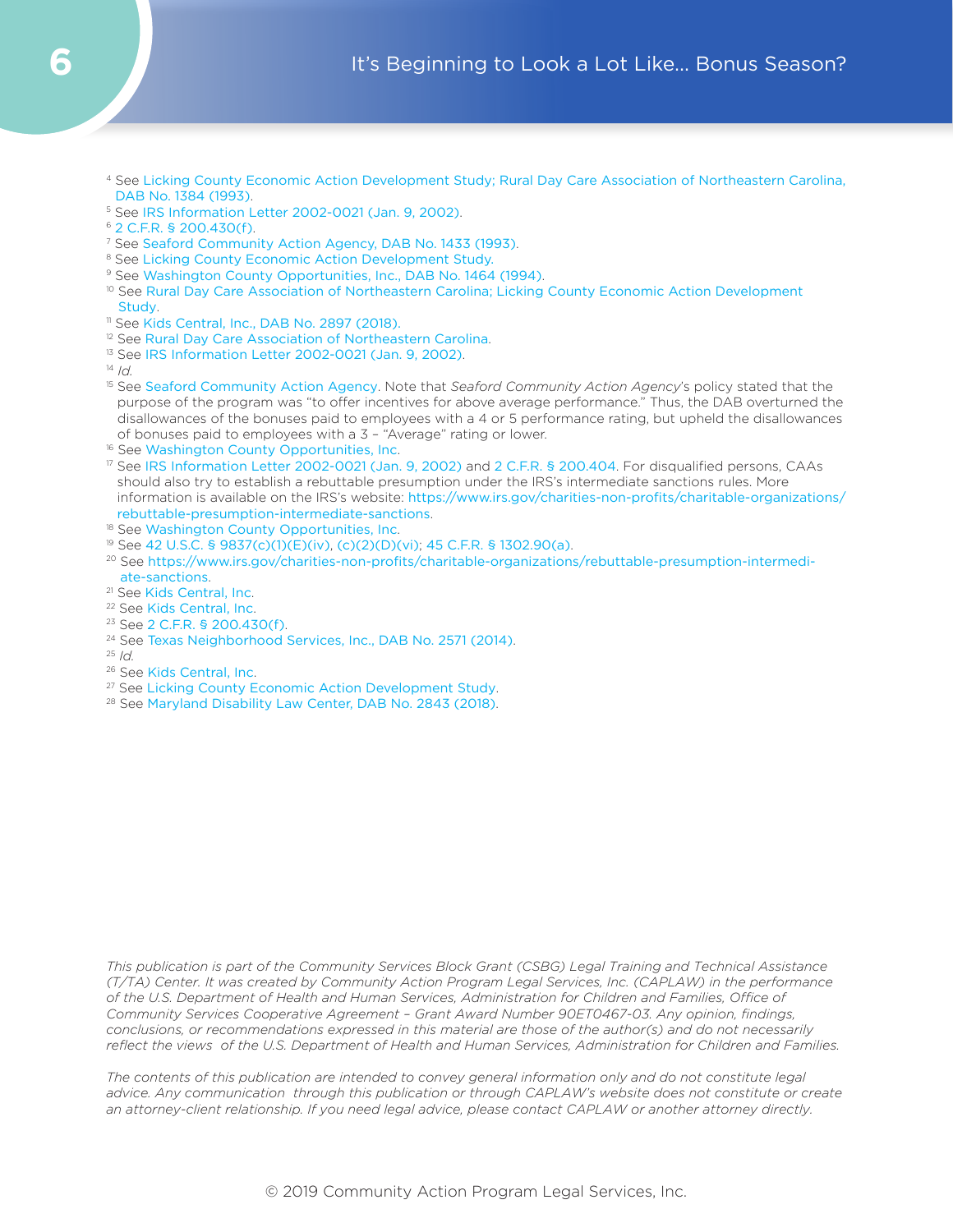[4] See Licking County Economic Action Development Study; Rural Day Care Association of Northeastern Carolina, DAB No. 1384 (1993).

[5] See IRS Information Letter 2002-0021 (Jan. 9, 2002).

[6] 2 C.F.R. § 200.430(f).

[7] See Seaford Community Action Agency, DAB No. 1433 (1993).

[8] See Licking County Economic Action Development Study.

[9] See Washington County Opportunities, Inc., DAB No. 1464 (1994).

[10] See Rural Day Care Association of Northeastern Carolina; Licking County Economic Action Development Study.

[11] See Kids Central, Inc., DAB No. 2897 (2018).

[12] See Rural Day Care Association of Northeastern Carolina.

[13] See IRS Information Letter 2002-0021 (Jan. 9, 2002).

[14] *Id.*

[15] See Seaford Community Action Agency. Note that *Seaford Community Action Agency*'s policy stated that the purpose of the program was "to offer incentives for above average performance." Thus, the DAB overturned the disallowances of the bonuses paid to employees with a 4 or 5 performance rating, but upheld the disallowances of bonuses paid to employees with a 3 – "Average" rating or lower.

[16] See Washington County Opportunities, Inc.

[17] See IRS Information Letter 2002-0021 (Jan. 9, 2002) and 2 C.F.R. § 200.404. For disqualified persons, CAAs should also try to establish a rebuttable presumption under the IRS's intermediate sanctions rules. More information is available on the IRS's website: https://www.irs.gov/charities-non-profits/charitable-organizations/rebuttable-presumption-intermediate-sanctions.

[18] See Washington County Opportunities, Inc.

[19] See 42 U.S.C. § 9837(c)(1)(E)(iv), (c)(2)(D)(vi); 45 C.F.R. § 1302.90(a).

[20] See https://www.irs.gov/charities-non-profits/charitable-organizations/rebuttable-presumption-intermediate-sanctions.

[21] See Kids Central, Inc.

[22] See Kids Central, Inc.

[23] See 2 C.F.R. § 200.430(f).

[24] See Texas Neighborhood Services, Inc., DAB No. 2571 (2014).

[25] *Id.*

[26] See Kids Central, Inc.

[27] See Licking County Economic Action Development Study.

[28] See Maryland Disability Law Center, DAB No. 2843 (2018).

*This publication is part of the Community Services Block Grant (CSBG) Legal Training and Technical Assistance (T/TA) Center. It was created by Community Action Program Legal Services, Inc. (CAPLAW) in the performance of the U.S. Department of Health and Human Services, Administration for Children and Families, Office of Community Services Cooperative Agreement – Grant Award Number 90ET0467-03. Any opinion, findings, conclusions, or recommendations expressed in this material are those of the author(s) and do not necessarily reflect the views of the U.S. Department of Health and Human Services, Administration for Children and Families.*

*The contents of this publication are intended to convey general information only and do not constitute legal advice. Any communication through this publication or through CAPLAW's website does not constitute or create an attorney-client relationship. If you need legal advice, please contact CAPLAW or another attorney directly.*

© 2019 Community Action Program Legal Services, Inc.